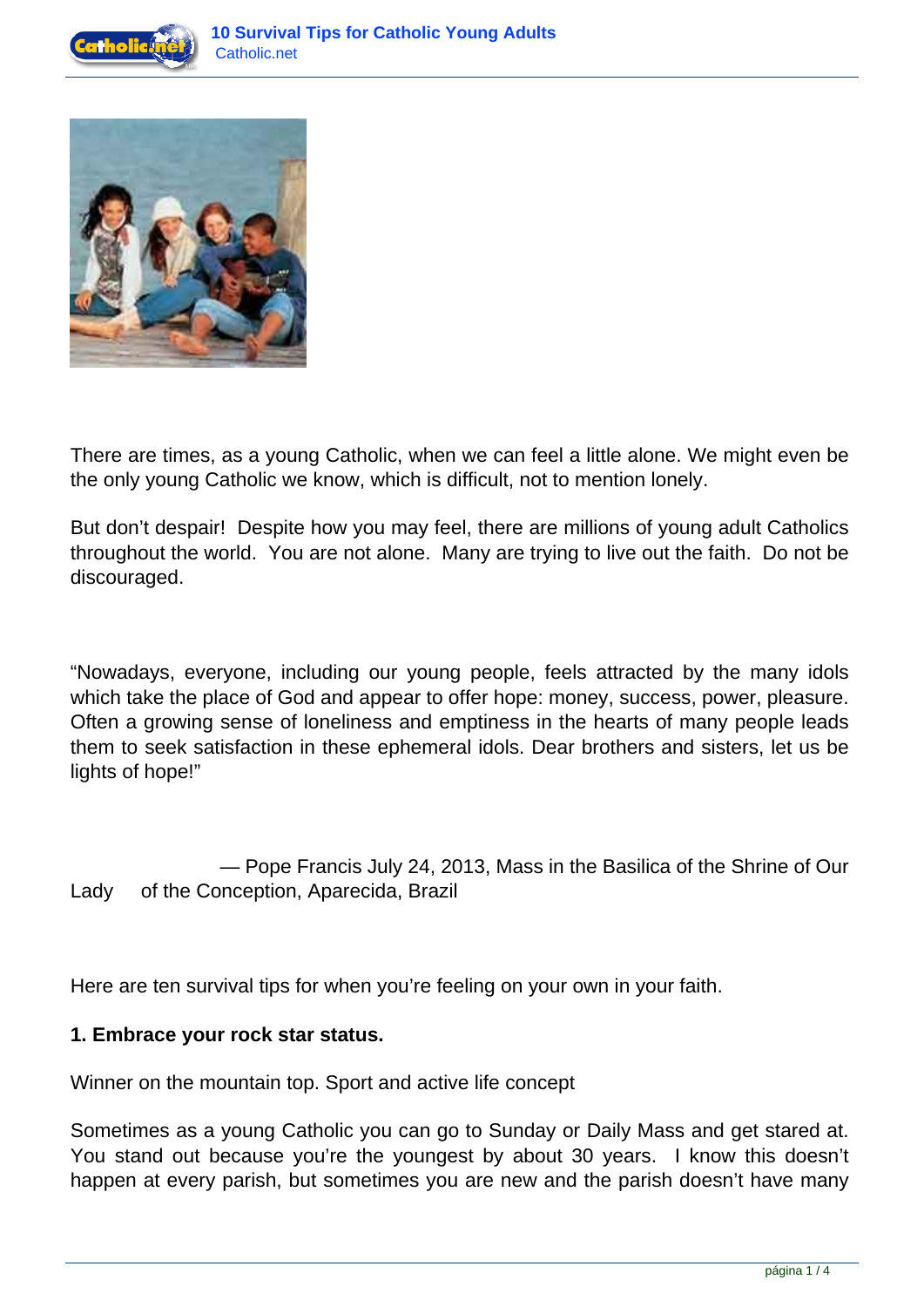There are times, as a young Catholic, when we can feel a little alone. We might even be the only young Catholic we know, which is difficult, not to mention lonely.

But don't despair! Despite how you may feel, there are millions of young adult Catholics throughout the world. You are not alone. Many are trying to live out the faith. Do not be discouraged.

"Nowadays, everyone, including our young people, feels attracted by the many idols which take the place of God and appear to offer hope: money, success, power, pleasure. Often a growing sense of loneliness and emptiness in the hearts of many people leads them to seek satisfaction in these ephemeral idols. Dear brothers and sisters, let us be lights of hope!"

— Pope Francis July 24, 2013, Mass in the Basilica of the Shrine of Our Lady of the Conception, Aparecida, Brazil

Here are ten survival tips for when you're feeling on your own in your faith.

**1. Embrace your rock star status.**

Winner on the mountain top. Sport and active life concept

Sometimes as a young Catholic you can go to Sunday or Daily Mass and get stared at. You stand out because you're the youngest by about 30 years. I know this doesn't happen at every parish, but sometimes you are new and the parish doesn't have many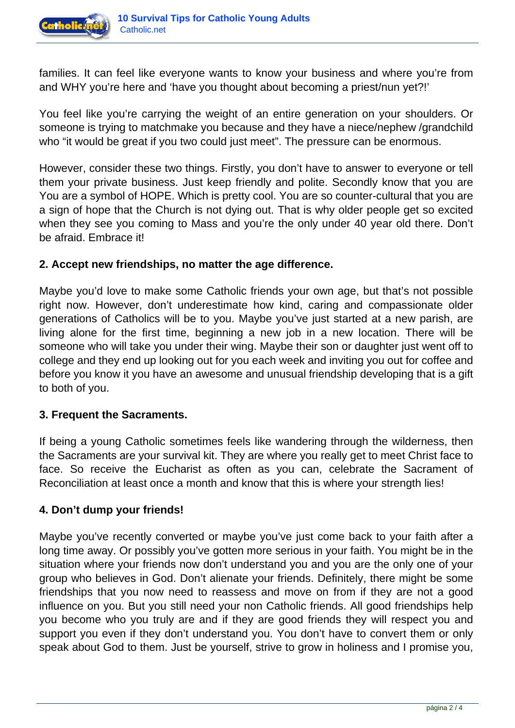families. It can feel like everyone wants to know your business and where you're from and WHY you're here and 'have you thought about becoming a priest/nun yet?!'

You feel like you're carrying the weight of an entire generation on your shoulders. Or someone is trying to matchmake you because and they have a niece/nephew /grandchild who "it would be great if you two could just meet". The pressure can be enormous.

However, consider these two things. Firstly, you don't have to answer to everyone or tell them your private business. Just keep friendly and polite. Secondly know that you are You are a symbol of HOPE. Which is pretty cool. You are so counter-cultural that you are a sign of hope that the Church is not dying out. That is why older people get so excited when they see you coming to Mass and you're the only under 40 year old there. Don't be afraid. Embrace it!

**2. Accept new friendships, no matter the age difference.**

Maybe you'd love to make some Catholic friends your own age, but that's not possible right now. However, don't underestimate how kind, caring and compassionate older generations of Catholics will be to you. Maybe you've just started at a new parish, are living alone for the first time, beginning a new job in a new location. There will be someone who will take you under their wing. Maybe their son or daughter just went off to college and they end up looking out for you each week and inviting you out for coffee and before you know it you have an awesome and unusual friendship developing that is a gift to both of you.

**3. Frequent the Sacraments.**

If being a young Catholic sometimes feels like wandering through the wilderness, then the Sacraments are your survival kit. They are where you really get to meet Christ face to face. So receive the Eucharist as often as you can, celebrate the Sacrament of Reconciliation at least once a month and know that this is where your strength lies!

**4. Don't dump your friends!**

Maybe you've recently converted or maybe you've just come back to your faith after a long time away. Or possibly you've gotten more serious in your faith. You might be in the situation where your friends now don't understand you and you are the only one of your group who believes in God. Don't alienate your friends. Definitely, there might be some friendships that you now need to reassess and move on from if they are not a good influence on you. But you still need your non Catholic friends. All good friendships help you become who you truly are and if they are good friends they will respect you and support you even if they don't understand you. You don't have to convert them or only speak about God to them. Just be yourself, strive to grow in holiness and I promise you,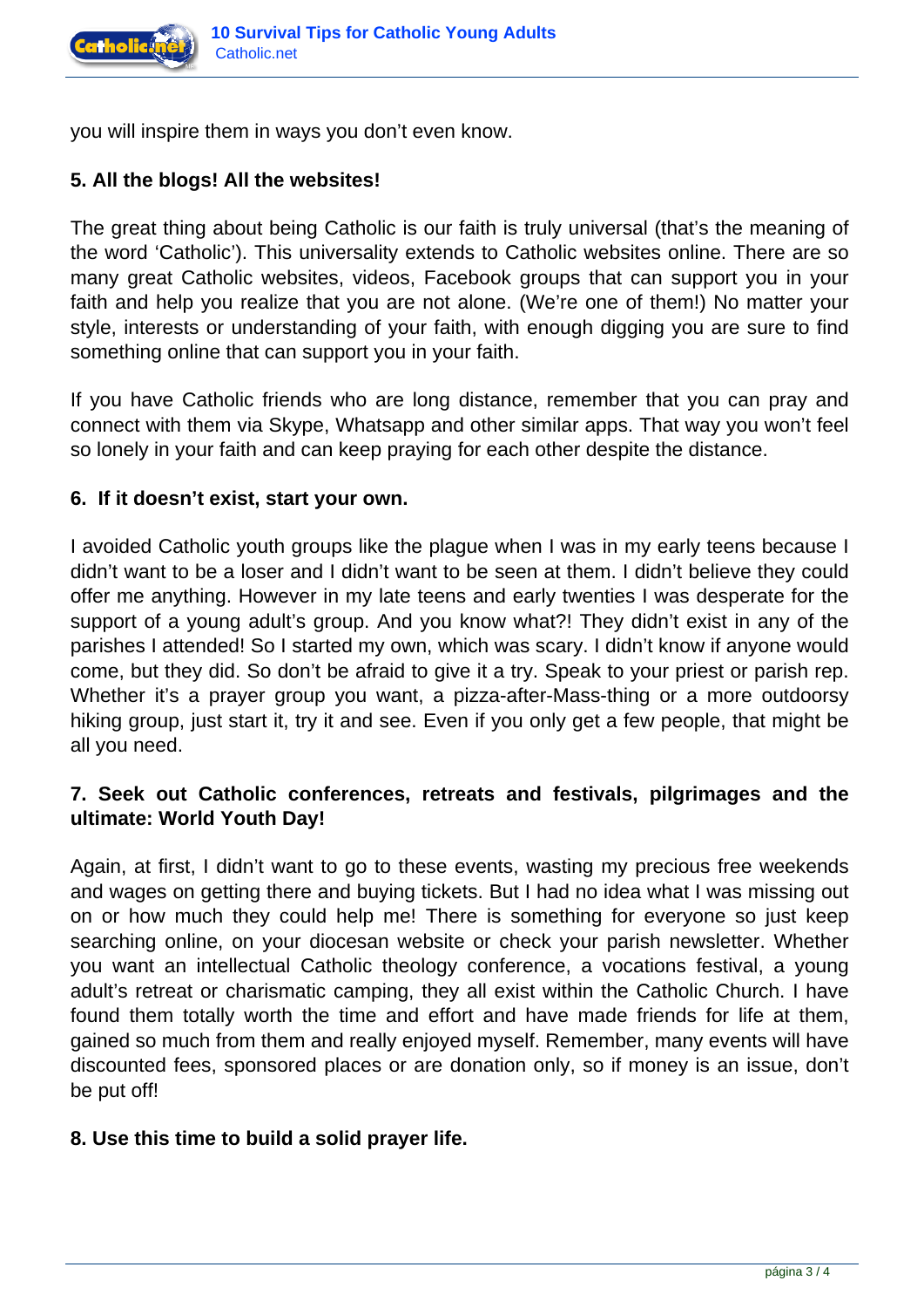you will inspire them in ways you don't even know.

**5. All the blogs! All the websites!**

The great thing about being Catholic is our faith is truly universal (that's the meaning of the word 'Catholic'). This universality extends to Catholic websites online. There are so many great Catholic websites, videos, Facebook groups that can support you in your faith and help you realize that you are not alone. (We're one of them!) No matter your style, interests or understanding of your faith, with enough digging you are sure to find something online that can support you in your faith.

If you have Catholic friends who are long distance, remember that you can pray and connect with them via Skype, Whatsapp and other similar apps. That way you won't feel so lonely in your faith and can keep praying for each other despite the distance.

**6. If it doesn't exist, start your own.**

I avoided Catholic youth groups like the plague when I was in my early teens because I didn't want to be a loser and I didn't want to be seen at them. I didn't believe they could offer me anything. However in my late teens and early twenties I was desperate for the support of a young adult's group. And you know what?! They didn't exist in any of the parishes I attended! So I started my own, which was scary. I didn't know if anyone would come, but they did. So don't be afraid to give it a try. Speak to your priest or parish rep. Whether it's a prayer group you want, a pizza-after-Mass-thing or a more outdoorsy hiking group, just start it, try it and see. Even if you only get a few people, that might be all you need.

**7. Seek out Catholic conferences, retreats and festivals, pilgrimages and the ultimate: World Youth Day!**

Again, at first, I didn't want to go to these events, wasting my precious free weekends and wages on getting there and buying tickets. But I had no idea what I was missing out on or how much they could help me! There is something for everyone so just keep searching online, on your diocesan website or check your parish newsletter. Whether you want an intellectual Catholic theology conference, a vocations festival, a young adult's retreat or charismatic camping, they all exist within the Catholic Church. I have found them totally worth the time and effort and have made friends for life at them, gained so much from them and really enjoyed myself. Remember, many events will have discounted fees, sponsored places or are donation only, so if money is an issue, don't be put off!

**8. Use this time to build a solid prayer life.**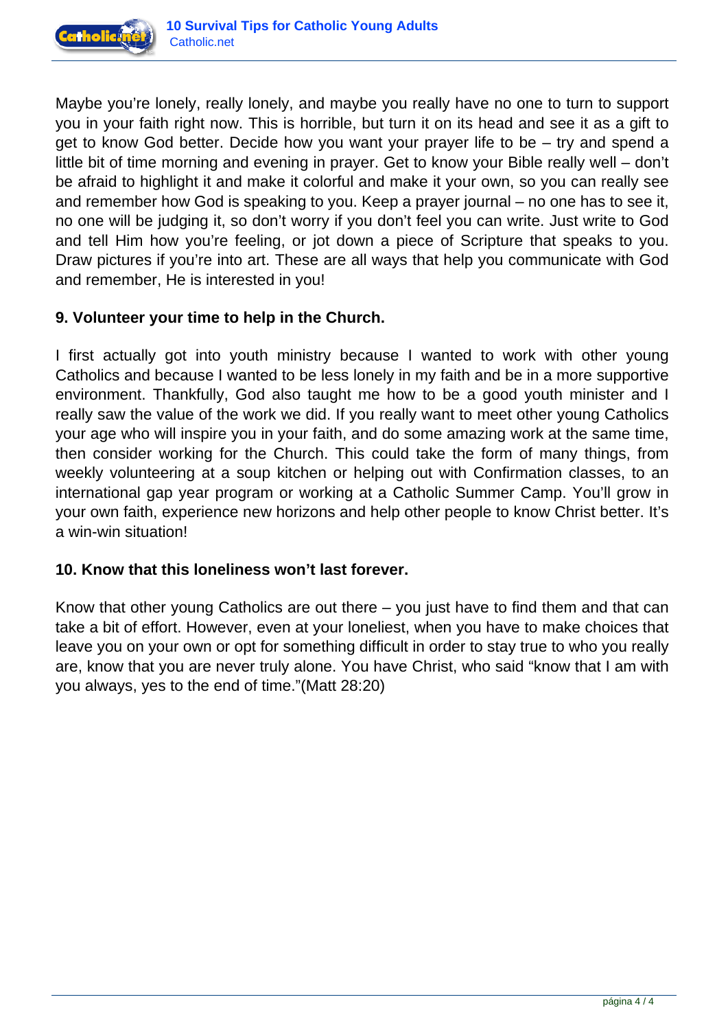Maybe you're lonely, really lonely, and maybe you really have no one to turn to support you in your faith right now. This is horrible, but turn it on its head and see it as a gift to get to know God better. Decide how you want your prayer life to be – try and spend a little bit of time morning and evening in prayer. Get to know your Bible really well – don't be afraid to highlight it and make it colorful and make it your own, so you can really see and remember how God is speaking to you. Keep a prayer journal – no one has to see it, no one will be judging it, so don't worry if you don't feel you can write. Just write to God and tell Him how you're feeling, or jot down a piece of Scripture that speaks to you. Draw pictures if you're into art. These are all ways that help you communicate with God and remember, He is interested in you!

**9. Volunteer your time to help in the Church.**

I first actually got into youth ministry because I wanted to work with other young Catholics and because I wanted to be less lonely in my faith and be in a more supportive environment. Thankfully, God also taught me how to be a good youth minister and I really saw the value of the work we did. If you really want to meet other young Catholics your age who will inspire you in your faith, and do some amazing work at the same time, then consider working for the Church. This could take the form of many things, from weekly volunteering at a soup kitchen or helping out with Confirmation classes, to an international gap year program or working at a Catholic Summer Camp. You'll grow in your own faith, experience new horizons and help other people to know Christ better. It's a win-win situation!

**10. Know that this loneliness won't last forever.**

Know that other young Catholics are out there – you just have to find them and that can take a bit of effort. However, even at your loneliest, when you have to make choices that leave you on your own or opt for something difficult in order to stay true to who you really are, know that you are never truly alone. You have Christ, who said "know that I am with you always, yes to the end of time."(Matt 28:20)